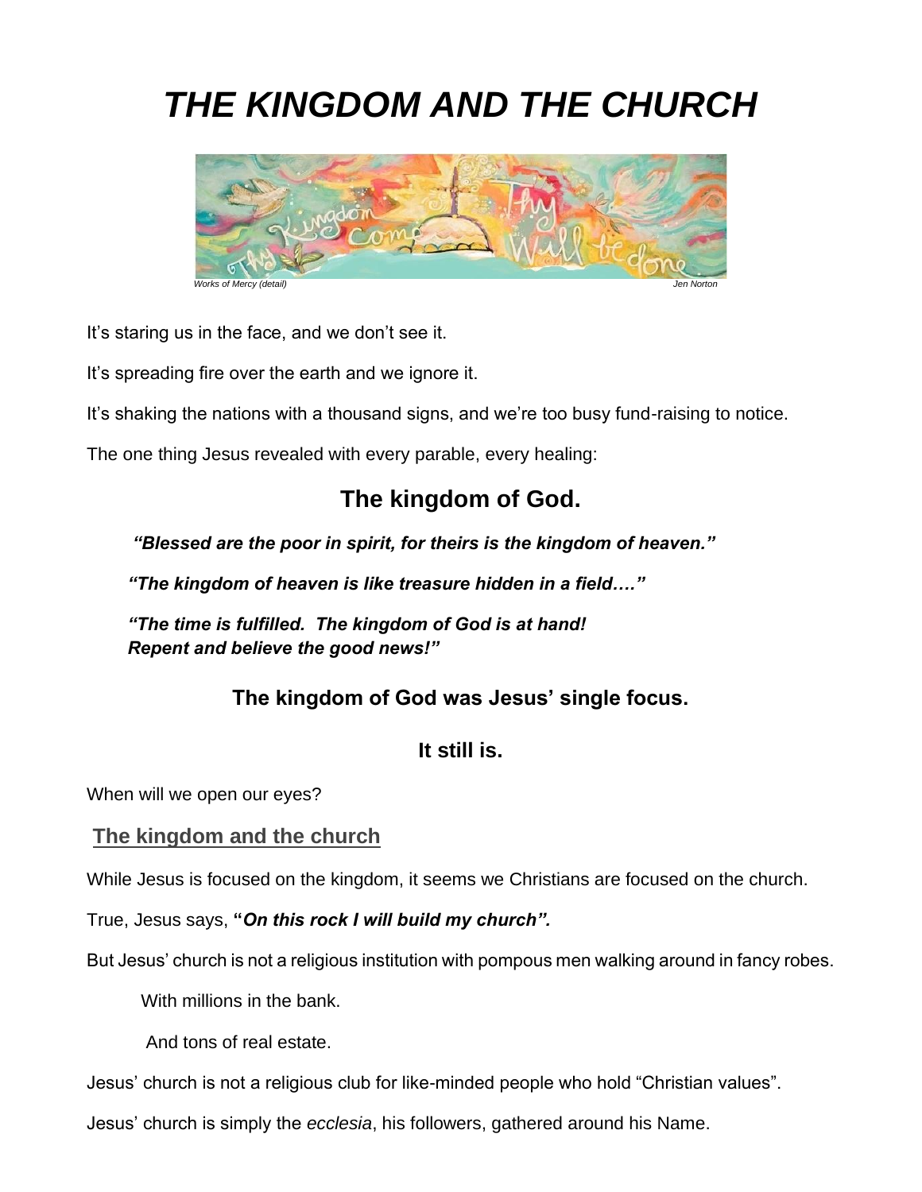# *THE KINGDOM AND THE CHURCH*

*Works of Mercy (detail)* *Jen Norton*

It's staring us in the face, and we don't see it.

It's spreading fire over the earth and we ignore it.

It's shaking the nations with a thousand signs, and we're too busy fund-raising to notice.

The one thing Jesus revealed with every parable, every healing:

## The kingdom of God.

> ***"Blessed are the poor in spirit, for theirs is the kingdom of heaven."***
>
> ***"The kingdom of heaven is like treasure hidden in a field…."***
>
> ***"The time is fulfilled. The kingdom of God is at hand!***
> ***Repent and believe the good news!"***

### The kingdom of God was Jesus' single focus.

### It still is.

When will we open our eyes?

## <u>The kingdom and the church</u>

While Jesus is focused on the kingdom, it seems we Christians are focused on the church.

True, Jesus says, **"*On this rock I will build my church".***

But Jesus' church is not a religious institution with pompous men walking around in fancy robes.

With millions in the bank.

And tons of real estate.

Jesus' church is not a religious club for like-minded people who hold "Christian values".

Jesus' church is simply the *ecclesia*, his followers, gathered around his Name.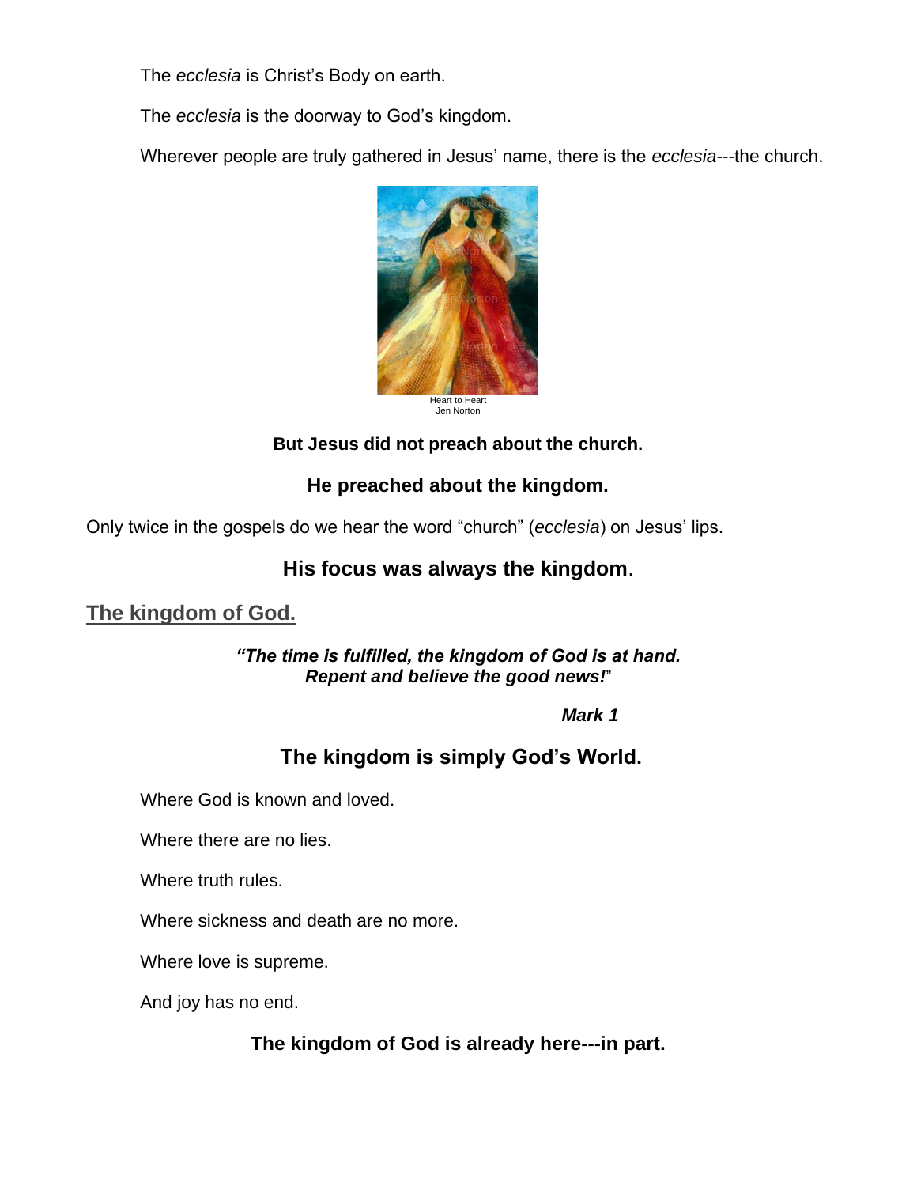The *ecclesia* is Christ's Body on earth.

The *ecclesia* is the doorway to God's kingdom.

Wherever people are truly gathered in Jesus' name, there is the *ecclesia*---the church.

Heart to Heart
Jen Norton

**But Jesus did not preach about the church.**

**He preached about the kingdom.**

Only twice in the gospels do we hear the word "church" (*ecclesia*) on Jesus' lips.

**His focus was always the kingdom**.

## The kingdom of God.

***"The time is fulfilled, the kingdom of God is at hand.***
***Repent and believe the good news!"***

***Mark 1***

**The kingdom is simply God's World.**

Where God is known and loved.

Where there are no lies.

Where truth rules.

Where sickness and death are no more.

Where love is supreme.

And joy has no end.

**The kingdom of God is already here---in part.**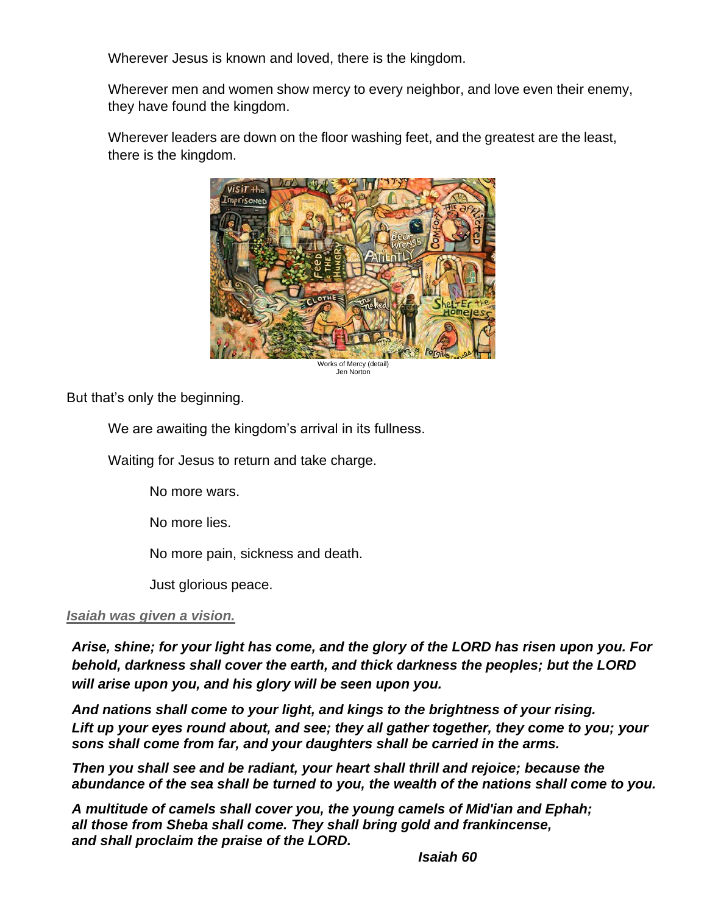Wherever Jesus is known and loved, there is the kingdom.

Wherever men and women show mercy to every neighbor, and love even their enemy, they have found the kingdom.

Wherever leaders are down on the floor washing feet, and the greatest are the least, there is the kingdom.

Works of Mercy (detail)
Jen Norton

But that's only the beginning.

We are awaiting the kingdom's arrival in its fullness.

Waiting for Jesus to return and take charge.

No more wars.

No more lies.

No more pain, sickness and death.

Just glorious peace.

***Isaiah was given a vision.***

***Arise, shine; for your light has come, and the glory of the LORD has risen upon you. For behold, darkness shall cover the earth, and thick darkness the peoples; but the LORD will arise upon you, and his glory will be seen upon you.***

***And nations shall come to your light, and kings to the brightness of your rising. Lift up your eyes round about, and see; they all gather together, they come to you; your sons shall come from far, and your daughters shall be carried in the arms.***

***Then you shall see and be radiant, your heart shall thrill and rejoice; because the abundance of the sea shall be turned to you, the wealth of the nations shall come to you.***

***A multitude of camels shall cover you, the young camels of Mid'ian and Ephah; all those from Sheba shall come. They shall bring gold and frankincense, and shall proclaim the praise of the LORD.***

***Isaiah 60***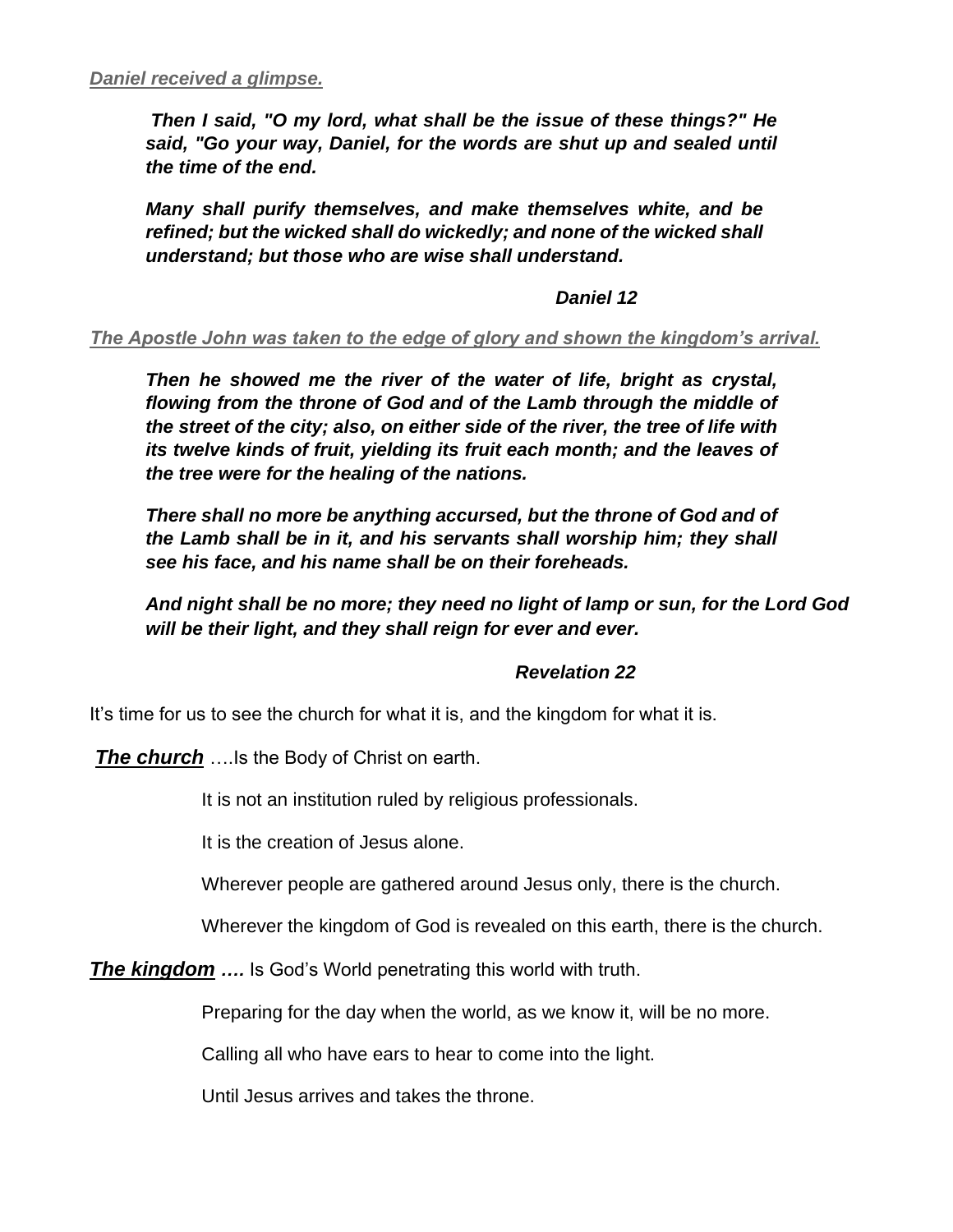***Daniel received a glimpse.***

> ***Then I said, "O my lord, what shall be the issue of these things?" He said, "Go your way, Daniel, for the words are shut up and sealed until the time of the end.***
>
> ***Many shall purify themselves, and make themselves white, and be refined; but the wicked shall do wickedly; and none of the wicked shall understand; but those who are wise shall understand.***
>
> ***Daniel 12***

***The Apostle John was taken to the edge of glory and shown the kingdom's arrival.***

> ***Then he showed me the river of the water of life, bright as crystal, flowing from the throne of God and of the Lamb through the middle of the street of the city; also, on either side of the river, the tree of life with its twelve kinds of fruit, yielding its fruit each month; and the leaves of the tree were for the healing of the nations.***
>
> ***There shall no more be anything accursed, but the throne of God and of the Lamb shall be in it, and his servants shall worship him; they shall see his face, and his name shall be on their foreheads.***
>
> ***And night shall be no more; they need no light of lamp or sun, for the Lord God will be their light, and they shall reign for ever and ever.***
>
> ***Revelation 22***

It's time for us to see the church for what it is, and the kingdom for what it is.

***The church*** ….Is the Body of Christ on earth.

It is not an institution ruled by religious professionals.

It is the creation of Jesus alone.

Wherever people are gathered around Jesus only, there is the church.

Wherever the kingdom of God is revealed on this earth, there is the church.

***The kingdom …*** Is God's World penetrating this world with truth.

Preparing for the day when the world, as we know it, will be no more.

Calling all who have ears to hear to come into the light.

Until Jesus arrives and takes the throne.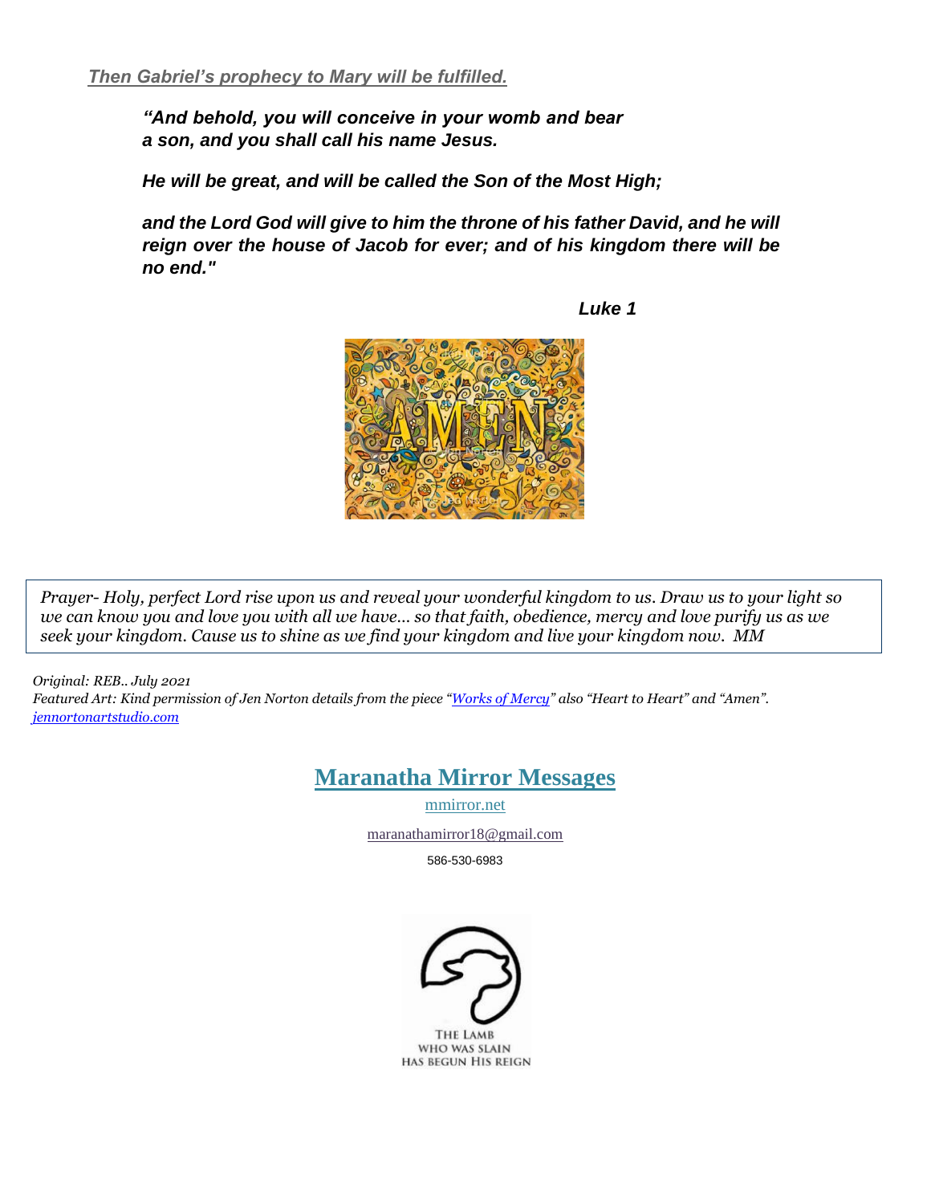***Then Gabriel's prophecy to Mary will be fulfilled.***

> ***"And behold, you will conceive in your womb and bear a son, and you shall call his name Jesus.***
>
> ***He will be great, and will be called the Son of the Most High;***
>
> ***and the Lord God will give to him the throne of his father David, and he will reign over the house of Jacob for ever; and of his kingdom there will be no end."***
>
> ***Luke 1***

*Prayer- Holy, perfect Lord rise upon us and reveal your wonderful kingdom to us. Draw us to your light so we can know you and love you with all we have… so that faith, obedience, mercy and love purify us as we seek your kingdom. Cause us to shine as we find your kingdom and live your kingdom now. MM*

*Original: REB.. July 2021*
*Featured Art: Kind permission of Jen Norton details from the piece "Works of Mercy" also "Heart to Heart" and "Amen". jennortonartstudio.com*

## Maranatha Mirror Messages

mmirror.net

maranathamirror18@gmail.com

586-530-6983

THE LAMB
WHO WAS SLAIN
HAS BEGUN HIS REIGN